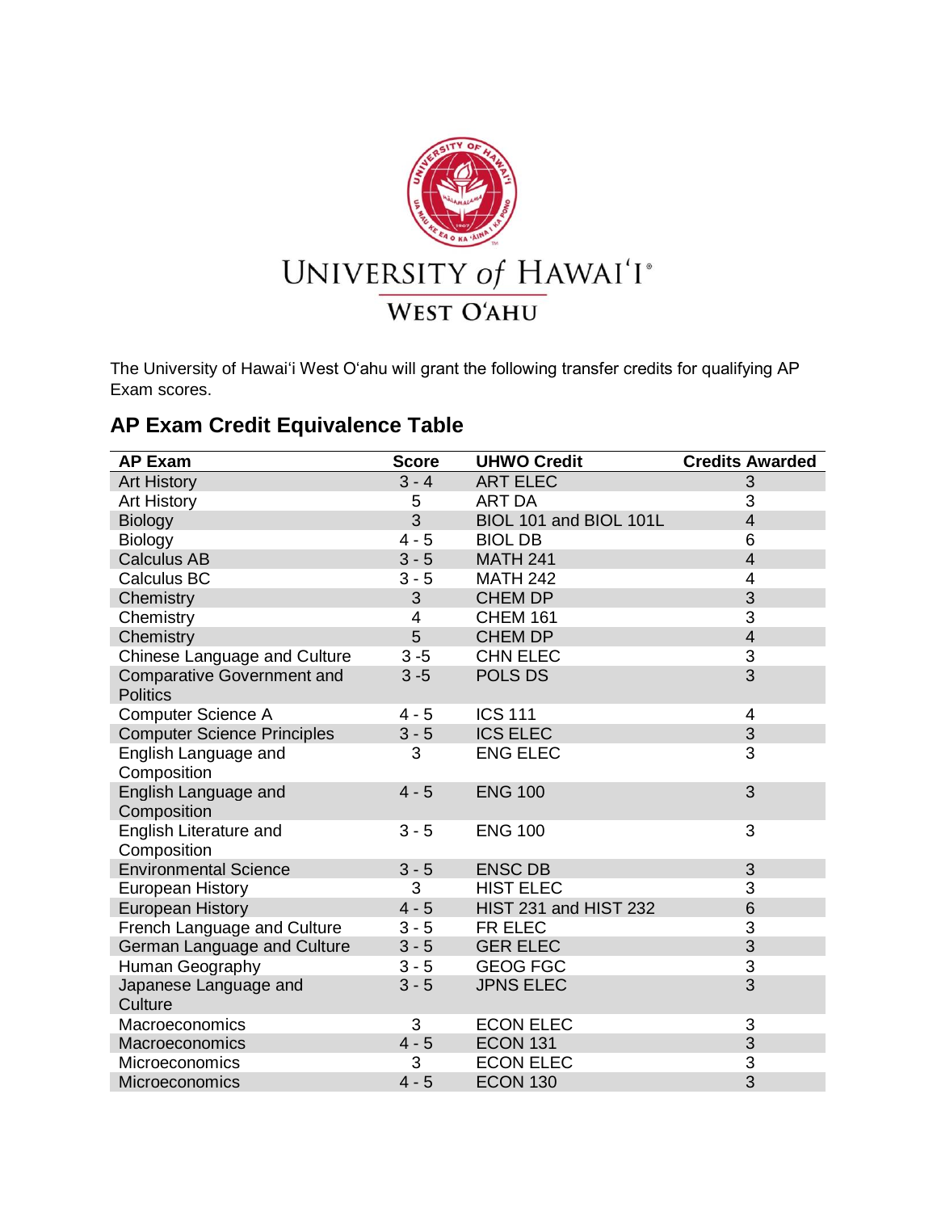UNIVERSITY of HAWAIʻI®
WEST OʻAHU

The University of Hawai'i West O'ahu will grant the following transfer credits for qualifying AP Exam scores.

## AP Exam Credit Equivalence Table

| AP Exam | Score | UHWO Credit | Credits Awarded |
|---|---|---|---|
| Art History | 3 - 4 | ART ELEC | 3 |
| Art History | 5 | ART DA | 3 |
| Biology | 3 | BIOL 101 and BIOL 101L | 4 |
| Biology | 4 - 5 | BIOL DB | 6 |
| Calculus AB | 3 - 5 | MATH 241 | 4 |
| Calculus BC | 3 - 5 | MATH 242 | 4 |
| Chemistry | 3 | CHEM DP | 3 |
| Chemistry | 4 | CHEM 161 | 3 |
| Chemistry | 5 | CHEM DP | 4 |
| Chinese Language and Culture | 3 -5 | CHN ELEC | 3 |
| Comparative Government and Politics | 3 -5 | POLS DS | 3 |
| Computer Science A | 4 - 5 | ICS 111 | 4 |
| Computer Science Principles | 3 - 5 | ICS ELEC | 3 |
| English Language and Composition | 3 | ENG ELEC | 3 |
| English Language and Composition | 4 - 5 | ENG 100 | 3 |
| English Literature and Composition | 3 - 5 | ENG 100 | 3 |
| Environmental Science | 3 - 5 | ENSC DB | 3 |
| European History | 3 | HIST ELEC | 3 |
| European History | 4 - 5 | HIST 231 and HIST 232 | 6 |
| French Language and Culture | 3 - 5 | FR ELEC | 3 |
| German Language and Culture | 3 - 5 | GER ELEC | 3 |
| Human Geography | 3 - 5 | GEOG FGC | 3 |
| Japanese Language and Culture | 3 - 5 | JPNS ELEC | 3 |
| Macroeconomics | 3 | ECON ELEC | 3 |
| Macroeconomics | 4 - 5 | ECON 131 | 3 |
| Microeconomics | 3 | ECON ELEC | 3 |
| Microeconomics | 4 - 5 | ECON 130 | 3 |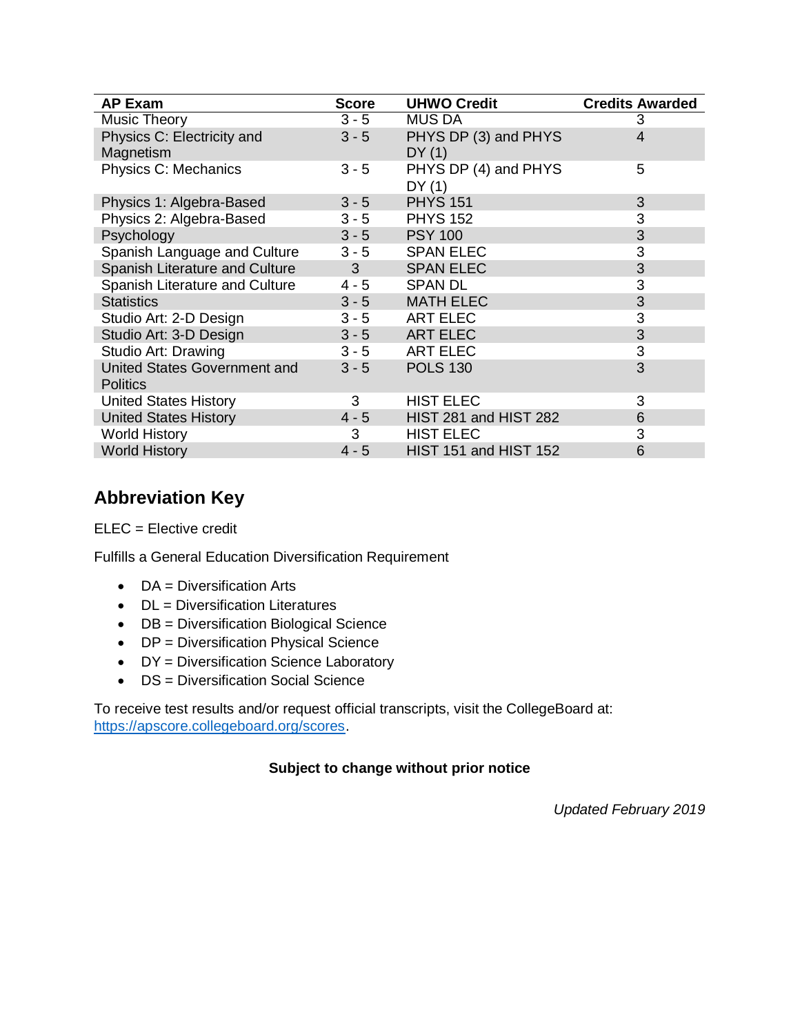| AP Exam | Score | UHWO Credit | Credits Awarded |
|---|---|---|---|
| Music Theory | 3 - 5 | MUS DA | 3 |
| Physics C: Electricity and Magnetism | 3 - 5 | PHYS DP (3) and PHYS DY (1) | 4 |
| Physics C: Mechanics | 3 - 5 | PHYS DP (4) and PHYS DY (1) | 5 |
| Physics 1: Algebra-Based | 3 - 5 | PHYS 151 | 3 |
| Physics 2: Algebra-Based | 3 - 5 | PHYS 152 | 3 |
| Psychology | 3 - 5 | PSY 100 | 3 |
| Spanish Language and Culture | 3 - 5 | SPAN ELEC | 3 |
| Spanish Literature and Culture | 3 | SPAN ELEC | 3 |
| Spanish Literature and Culture | 4 - 5 | SPAN DL | 3 |
| Statistics | 3 - 5 | MATH ELEC | 3 |
| Studio Art: 2-D Design | 3 - 5 | ART ELEC | 3 |
| Studio Art: 3-D Design | 3 - 5 | ART ELEC | 3 |
| Studio Art: Drawing | 3 - 5 | ART ELEC | 3 |
| United States Government and Politics | 3 - 5 | POLS 130 | 3 |
| United States History | 3 | HIST ELEC | 3 |
| United States History | 4 - 5 | HIST 281 and HIST 282 | 6 |
| World History | 3 | HIST ELEC | 3 |
| World History | 4 - 5 | HIST 151 and HIST 152 | 6 |

## Abbreviation Key

ELEC = Elective credit

Fulfills a General Education Diversification Requirement

- DA = Diversification Arts
- DL = Diversification Literatures
- DB = Diversification Biological Science
- DP = Diversification Physical Science
- DY = Diversification Science Laboratory
- DS = Diversification Social Science

To receive test results and/or request official transcripts, visit the CollegeBoard at: https://apscore.collegeboard.org/scores.

**Subject to change without prior notice**

*Updated February 2019*